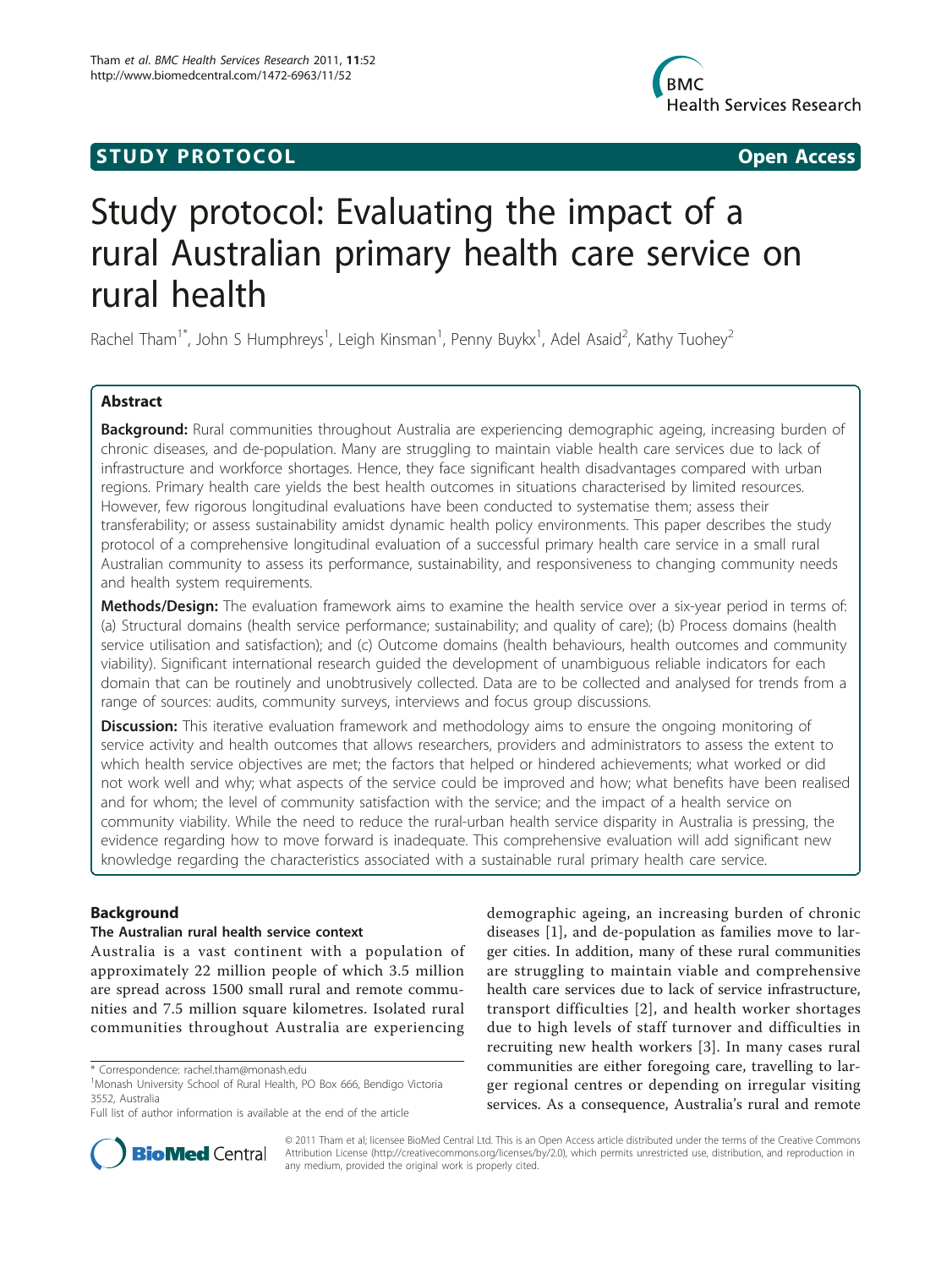**STUDY PROTOCOL** **Open Access**

# Study protocol: Evaluating the impact of a rural Australian primary health care service on rural health

Rachel Tham[1*], John S Humphreys[1], Leigh Kinsman[1], Penny Buykx[1], Adel Asaid[2], Kathy Tuohey[2]

## Abstract

**Background:** Rural communities throughout Australia are experiencing demographic ageing, increasing burden of chronic diseases, and de-population. Many are struggling to maintain viable health care services due to lack of infrastructure and workforce shortages. Hence, they face significant health disadvantages compared with urban regions. Primary health care yields the best health outcomes in situations characterised by limited resources. However, few rigorous longitudinal evaluations have been conducted to systematise them; assess their transferability; or assess sustainability amidst dynamic health policy environments. This paper describes the study protocol of a comprehensive longitudinal evaluation of a successful primary health care service in a small rural Australian community to assess its performance, sustainability, and responsiveness to changing community needs and health system requirements.

**Methods/Design:** The evaluation framework aims to examine the health service over a six-year period in terms of: (a) Structural domains (health service performance; sustainability; and quality of care); (b) Process domains (health service utilisation and satisfaction); and (c) Outcome domains (health behaviours, health outcomes and community viability). Significant international research guided the development of unambiguous reliable indicators for each domain that can be routinely and unobtrusively collected. Data are to be collected and analysed for trends from a range of sources: audits, community surveys, interviews and focus group discussions.

**Discussion:** This iterative evaluation framework and methodology aims to ensure the ongoing monitoring of service activity and health outcomes that allows researchers, providers and administrators to assess the extent to which health service objectives are met; the factors that helped or hindered achievements; what worked or did not work well and why; what aspects of the service could be improved and how; what benefits have been realised and for whom; the level of community satisfaction with the service; and the impact of a health service on community viability. While the need to reduce the rural-urban health service disparity in Australia is pressing, the evidence regarding how to move forward is inadequate. This comprehensive evaluation will add significant new knowledge regarding the characteristics associated with a sustainable rural primary health care service.

## Background

### The Australian rural health service context

Australia is a vast continent with a population of approximately 22 million people of which 3.5 million are spread across 1500 small rural and remote communities and 7.5 million square kilometres. Isolated rural communities throughout Australia are experiencing demographic ageing, an increasing burden of chronic diseases [1], and de-population as families move to larger cities. In addition, many of these rural communities are struggling to maintain viable and comprehensive health care services due to lack of service infrastructure, transport difficulties [2], and health worker shortages due to high levels of staff turnover and difficulties in recruiting new health workers [3]. In many cases rural communities are either foregoing care, travelling to larger regional centres or depending on irregular visiting services. As a consequence, Australia's rural and remote

\* Correspondence: rachel.tham@monash.edu

[1]Monash University School of Rural Health, PO Box 666, Bendigo Victoria 3552, Australia

Full list of author information is available at the end of the article

© 2011 Tham et al; licensee BioMed Central Ltd. This is an Open Access article distributed under the terms of the Creative Commons Attribution License (http://creativecommons.org/licenses/by/2.0), which permits unrestricted use, distribution, and reproduction in any medium, provided the original work is properly cited.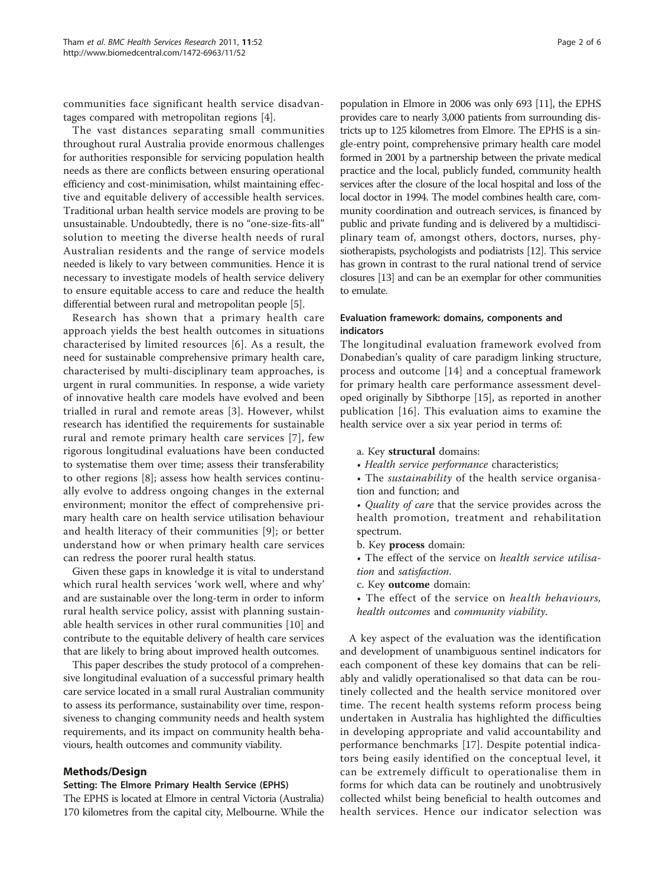communities face significant health service disadvantages compared with metropolitan regions [4].

The vast distances separating small communities throughout rural Australia provide enormous challenges for authorities responsible for servicing population health needs as there are conflicts between ensuring operational efficiency and cost-minimisation, whilst maintaining effective and equitable delivery of accessible health services. Traditional urban health service models are proving to be unsustainable. Undoubtedly, there is no "one-size-fits-all" solution to meeting the diverse health needs of rural Australian residents and the range of service models needed is likely to vary between communities. Hence it is necessary to investigate models of health service delivery to ensure equitable access to care and reduce the health differential between rural and metropolitan people [5].

Research has shown that a primary health care approach yields the best health outcomes in situations characterised by limited resources [6]. As a result, the need for sustainable comprehensive primary health care, characterised by multi-disciplinary team approaches, is urgent in rural communities. In response, a wide variety of innovative health care models have evolved and been trialled in rural and remote areas [3]. However, whilst research has identified the requirements for sustainable rural and remote primary health care services [7], few rigorous longitudinal evaluations have been conducted to systematise them over time; assess their transferability to other regions [8]; assess how health services continually evolve to address ongoing changes in the external environment; monitor the effect of comprehensive primary health care on health service utilisation behaviour and health literacy of their communities [9]; or better understand how or when primary health care services can redress the poorer rural health status.

Given these gaps in knowledge it is vital to understand which rural health services 'work well, where and why' and are sustainable over the long-term in order to inform rural health service policy, assist with planning sustainable health services in other rural communities [10] and contribute to the equitable delivery of health care services that are likely to bring about improved health outcomes.

This paper describes the study protocol of a comprehensive longitudinal evaluation of a successful primary health care service located in a small rural Australian community to assess its performance, sustainability over time, responsiveness to changing community needs and health system requirements, and its impact on community health behaviours, health outcomes and community viability.

## Methods/Design

### Setting: The Elmore Primary Health Service (EPHS)

The EPHS is located at Elmore in central Victoria (Australia) 170 kilometres from the capital city, Melbourne. While the population in Elmore in 2006 was only 693 [11], the EPHS provides care to nearly 3,000 patients from surrounding districts up to 125 kilometres from Elmore. The EPHS is a single-entry point, comprehensive primary health care model formed in 2001 by a partnership between the private medical practice and the local, publicly funded, community health services after the closure of the local hospital and loss of the local doctor in 1994. The model combines health care, community coordination and outreach services, is financed by public and private funding and is delivered by a multidisciplinary team of, amongst others, doctors, nurses, physiotherapists, psychologists and podiatrists [12]. This service has grown in contrast to the rural national trend of service closures [13] and can be an exemplar for other communities to emulate.

### Evaluation framework: domains, components and indicators

The longitudinal evaluation framework evolved from Donabedian's quality of care paradigm linking structure, process and outcome [14] and a conceptual framework for primary health care performance assessment developed originally by Sibthorpe [15], as reported in another publication [16]. This evaluation aims to examine the health service over a six year period in terms of:

a. Key **structural** domains:
- *Health service performance* characteristics;
- The *sustainability* of the health service organisation and function; and
- *Quality of care* that the service provides across the health promotion, treatment and rehabilitation spectrum.

b. Key **process** domain:
- The effect of the service on *health service utilisation* and *satisfaction*.

c. Key **outcome** domain:
- The effect of the service on *health behaviours, health outcomes* and *community viability*.

A key aspect of the evaluation was the identification and development of unambiguous sentinel indicators for each component of these key domains that can be reliably and validly operationalised so that data can be routinely collected and the health service monitored over time. The recent health systems reform process being undertaken in Australia has highlighted the difficulties in developing appropriate and valid accountability and performance benchmarks [17]. Despite potential indicators being easily identified on the conceptual level, it can be extremely difficult to operationalise them in forms for which data can be routinely and unobtrusively collected whilst being beneficial to health outcomes and health services. Hence our indicator selection was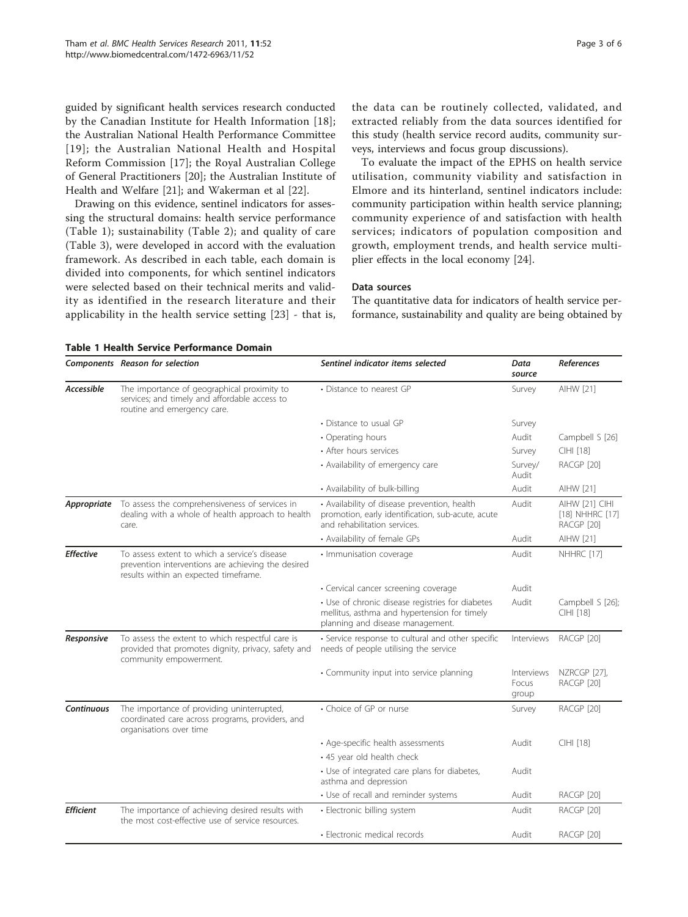guided by significant health services research conducted by the Canadian Institute for Health Information [18]; the Australian National Health Performance Committee [19]; the Australian National Health and Hospital Reform Commission [17]; the Royal Australian College of General Practitioners [20]; the Australian Institute of Health and Welfare [21]; and Wakerman et al [22].

Drawing on this evidence, sentinel indicators for assessing the structural domains: health service performance (Table 1); sustainability (Table 2); and quality of care (Table 3), were developed in accord with the evaluation framework. As described in each table, each domain is divided into components, for which sentinel indicators were selected based on their technical merits and validity as identified in the research literature and their applicability in the health service setting [23] - that is, the data can be routinely collected, validated, and extracted reliably from the data sources identified for this study (health service record audits, community surveys, interviews and focus group discussions).

To evaluate the impact of the EPHS on health service utilisation, community viability and satisfaction in Elmore and its hinterland, sentinel indicators include: community participation within health service planning; community experience of and satisfaction with health services; indicators of population composition and growth, employment trends, and health service multiplier effects in the local economy [24].

### Data sources

The quantitative data for indicators of health service performance, sustainability and quality are being obtained by

**Table 1 Health Service Performance Domain**

| Components | Reason for selection | Sentinel indicator items selected | Data source | References |
|---|---|---|---|---|
| ***Accessible*** | The importance of geographical proximity to services; and timely and affordable access to routine and emergency care. | • Distance to nearest GP | Survey | AIHW [21] |
| | | • Distance to usual GP | Survey | |
| | | • Operating hours | Audit | Campbell S [26] |
| | | • After hours services | Survey | CIHI [18] |
| | | • Availability of emergency care | Survey/ Audit | RACGP [20] |
| | | • Availability of bulk-billing | Audit | AIHW [21] |
| ***Appropriate*** | To assess the comprehensiveness of services in dealing with a whole of health approach to health care. | • Availability of disease prevention, health promotion, early identification, sub-acute, acute and rehabilitation services. | Audit | AIHW [21] CIHI [18] NHHRC [17] RACGP [20] |
| | | • Availability of female GPs | Audit | AIHW [21] |
| ***Effective*** | To assess extent to which a service's disease prevention interventions are achieving the desired results within an expected timeframe. | • Immunisation coverage | Audit | NHHRC [17] |
| | | • Cervical cancer screening coverage | Audit | |
| | | • Use of chronic disease registries for diabetes mellitus, asthma and hypertension for timely planning and disease management. | Audit | Campbell S [26]; CIHI [18] |
| ***Responsive*** | To assess the extent to which respectful care is provided that promotes dignity, privacy, safety and community empowerment. | • Service response to cultural and other specific needs of people utilising the service | Interviews | RACGP [20] |
| | | • Community input into service planning | Interviews Focus group | NZRCGP [27], RACGP [20] |
| ***Continuous*** | The importance of providing uninterrupted, coordinated care across programs, providers, and organisations over time | • Choice of GP or nurse | Survey | RACGP [20] |
| | | • Age-specific health assessments | Audit | CIHI [18] |
| | | • 45 year old health check | | |
| | | • Use of integrated care plans for diabetes, asthma and depression | Audit | |
| | | • Use of recall and reminder systems | Audit | RACGP [20] |
| ***Efficient*** | The importance of achieving desired results with the most cost-effective use of service resources. | • Electronic billing system | Audit | RACGP [20] |
| | | • Electronic medical records | Audit | RACGP [20] |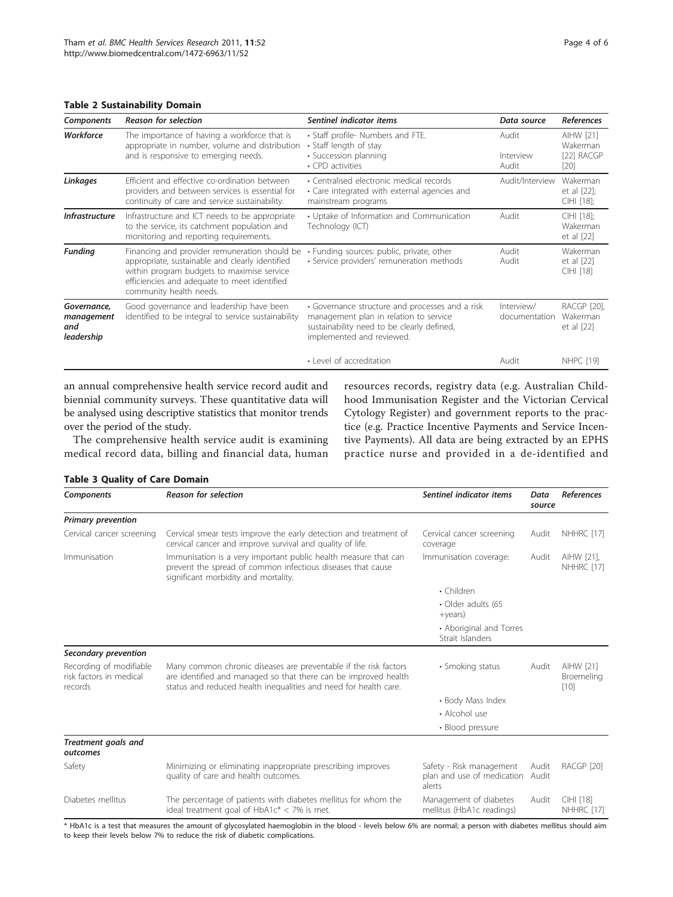**Table 2 Sustainability Domain**

| Components | Reason for selection | Sentinel indicator items | Data source | References |
|---|---|---|---|---|
| ***Workforce*** | The importance of having a workforce that is appropriate in number, volume and distribution and is responsive to emerging needs. | • Staff profile- Numbers and FTE.<br>• Staff length of stay<br>• Succession planning<br>• CPD activities | Audit<br><br>Interview<br>Audit | AIHW [21] Wakerman [22] RACGP [20] |
| ***Linkages*** | Efficient and effective co-ordination between providers and between services is essential for continuity of care and service sustainability. | • Centralised electronic medical records<br>• Care integrated with external agencies and mainstream programs | Audit/Interview | Wakerman et al [22]; CIHI [18]; |
| ***Infrastructure*** | Infrastructure and ICT needs to be appropriate to the service, its catchment population and monitoring and reporting requirements. | • Uptake of Information and Communication Technology (ICT) | Audit | CIHI [18]; Wakerman et al [22] |
| ***Funding*** | Financing and provider remuneration should be appropriate, sustainable and clearly identified within program budgets to maximise service efficiencies and adequate to meet identified community health needs. | • Funding sources: public, private, other<br>• Service providers' remuneration methods | Audit<br>Audit | Wakerman et al [22] CIHI [18] |
| ***Governance, management and leadership*** | Good governance and leadership have been identified to be integral to service sustainability | • Governance structure and processes and a risk management plan in relation to service sustainability need to be clearly defined, implemented and reviewed. | Interview/ documentation | RACGP [20], Wakerman et al [22] |
| | | • Level of accreditation | Audit | NHPC [19] |

an annual comprehensive health service record audit and biennial community surveys. These quantitative data will be analysed using descriptive statistics that monitor trends over the period of the study.

The comprehensive health service audit is examining medical record data, billing and financial data, human resources records, registry data (e.g. Australian Childhood Immunisation Register and the Victorian Cervical Cytology Register) and government reports to the practice (e.g. Practice Incentive Payments and Service Incentive Payments). All data are being extracted by an EPHS practice nurse and provided in a de-identified and

**Table 3 Quality of Care Domain**

| Components | Reason for selection | Sentinel indicator items | Data source | References |
|---|---|---|---|---|
| ***Primary prevention*** | | | | |
| Cervical cancer screening | Cervical smear tests improve the early detection and treatment of cervical cancer and improve survival and quality of life. | Cervical cancer screening coverage | Audit | NHHRC [17] |
| Immunisation | Immunisation is a very important public health measure that can prevent the spread of common infectious diseases that cause significant morbidity and mortality. | Immunisation coverage: | Audit | AIHW [21], NHHRC [17] |
| | | • Children | | |
| | | • Older adults (65 +years) | | |
| | | • Aboriginal and Torres Strait Islanders | | |
| ***Secondary prevention*** | | | | |
| Recording of modifiable risk factors in medical records | Many common chronic diseases are preventable if the risk factors are identified and managed so that there can be improved health status and reduced health inequalities and need for health care. | • Smoking status | Audit | AIHW [21] Broemeling [10] |
| | | • Body Mass Index | | |
| | | • Alcohol use | | |
| | | • Blood pressure | | |
| ***Treatment goals and outcomes*** | | | | |
| Safety | Minimizing or eliminating inappropriate prescribing improves quality of care and health outcomes. | Safety - Risk management plan and use of medication alerts | Audit<br>Audit | RACGP [20] |
| Diabetes mellitus | The percentage of patients with diabetes mellitus for whom the ideal treatment goal of HbA1c* < 7% is met. | Management of diabetes mellitus (HbA1c readings) | Audit | CIHI [18] NHHRC [17] |

* HbA1c is a test that measures the amount of glycosylated haemoglobin in the blood - levels below 6% are normal; a person with diabetes mellitus should aim to keep their levels below 7% to reduce the risk of diabetic complications.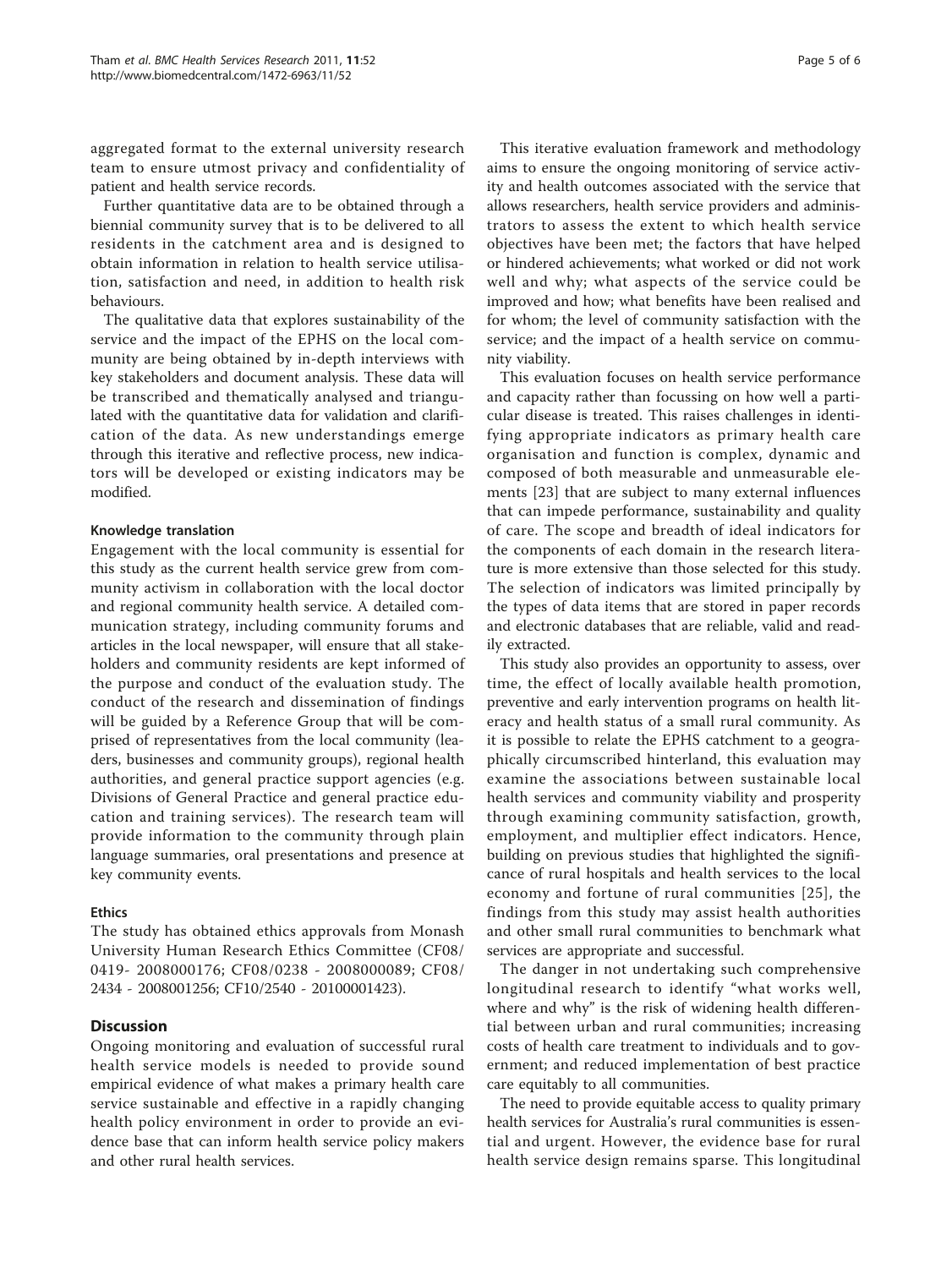aggregated format to the external university research team to ensure utmost privacy and confidentiality of patient and health service records.

Further quantitative data are to be obtained through a biennial community survey that is to be delivered to all residents in the catchment area and is designed to obtain information in relation to health service utilisation, satisfaction and need, in addition to health risk behaviours.

The qualitative data that explores sustainability of the service and the impact of the EPHS on the local community are being obtained by in-depth interviews with key stakeholders and document analysis. These data will be transcribed and thematically analysed and triangulated with the quantitative data for validation and clarification of the data. As new understandings emerge through this iterative and reflective process, new indicators will be developed or existing indicators may be modified.

### Knowledge translation

Engagement with the local community is essential for this study as the current health service grew from community activism in collaboration with the local doctor and regional community health service. A detailed communication strategy, including community forums and articles in the local newspaper, will ensure that all stakeholders and community residents are kept informed of the purpose and conduct of the evaluation study. The conduct of the research and dissemination of findings will be guided by a Reference Group that will be comprised of representatives from the local community (leaders, businesses and community groups), regional health authorities, and general practice support agencies (e.g. Divisions of General Practice and general practice education and training services). The research team will provide information to the community through plain language summaries, oral presentations and presence at key community events.

### Ethics

The study has obtained ethics approvals from Monash University Human Research Ethics Committee (CF08/0419- 2008000176; CF08/0238 - 2008000089; CF08/2434 - 2008001256; CF10/2540 - 20100001423).

## Discussion

Ongoing monitoring and evaluation of successful rural health service models is needed to provide sound empirical evidence of what makes a primary health care service sustainable and effective in a rapidly changing health policy environment in order to provide an evidence base that can inform health service policy makers and other rural health services.

This iterative evaluation framework and methodology aims to ensure the ongoing monitoring of service activity and health outcomes associated with the service that allows researchers, health service providers and administrators to assess the extent to which health service objectives have been met; the factors that have helped or hindered achievements; what worked or did not work well and why; what aspects of the service could be improved and how; what benefits have been realised and for whom; the level of community satisfaction with the service; and the impact of a health service on community viability.

This evaluation focuses on health service performance and capacity rather than focussing on how well a particular disease is treated. This raises challenges in identifying appropriate indicators as primary health care organisation and function is complex, dynamic and composed of both measurable and unmeasurable elements [23] that are subject to many external influences that can impede performance, sustainability and quality of care. The scope and breadth of ideal indicators for the components of each domain in the research literature is more extensive than those selected for this study. The selection of indicators was limited principally by the types of data items that are stored in paper records and electronic databases that are reliable, valid and readily extracted.

This study also provides an opportunity to assess, over time, the effect of locally available health promotion, preventive and early intervention programs on health literacy and health status of a small rural community. As it is possible to relate the EPHS catchment to a geographically circumscribed hinterland, this evaluation may examine the associations between sustainable local health services and community viability and prosperity through examining community satisfaction, growth, employment, and multiplier effect indicators. Hence, building on previous studies that highlighted the significance of rural hospitals and health services to the local economy and fortune of rural communities [25], the findings from this study may assist health authorities and other small rural communities to benchmark what services are appropriate and successful.

The danger in not undertaking such comprehensive longitudinal research to identify "what works well, where and why" is the risk of widening health differential between urban and rural communities; increasing costs of health care treatment to individuals and to government; and reduced implementation of best practice care equitably to all communities.

The need to provide equitable access to quality primary health services for Australia's rural communities is essential and urgent. However, the evidence base for rural health service design remains sparse. This longitudinal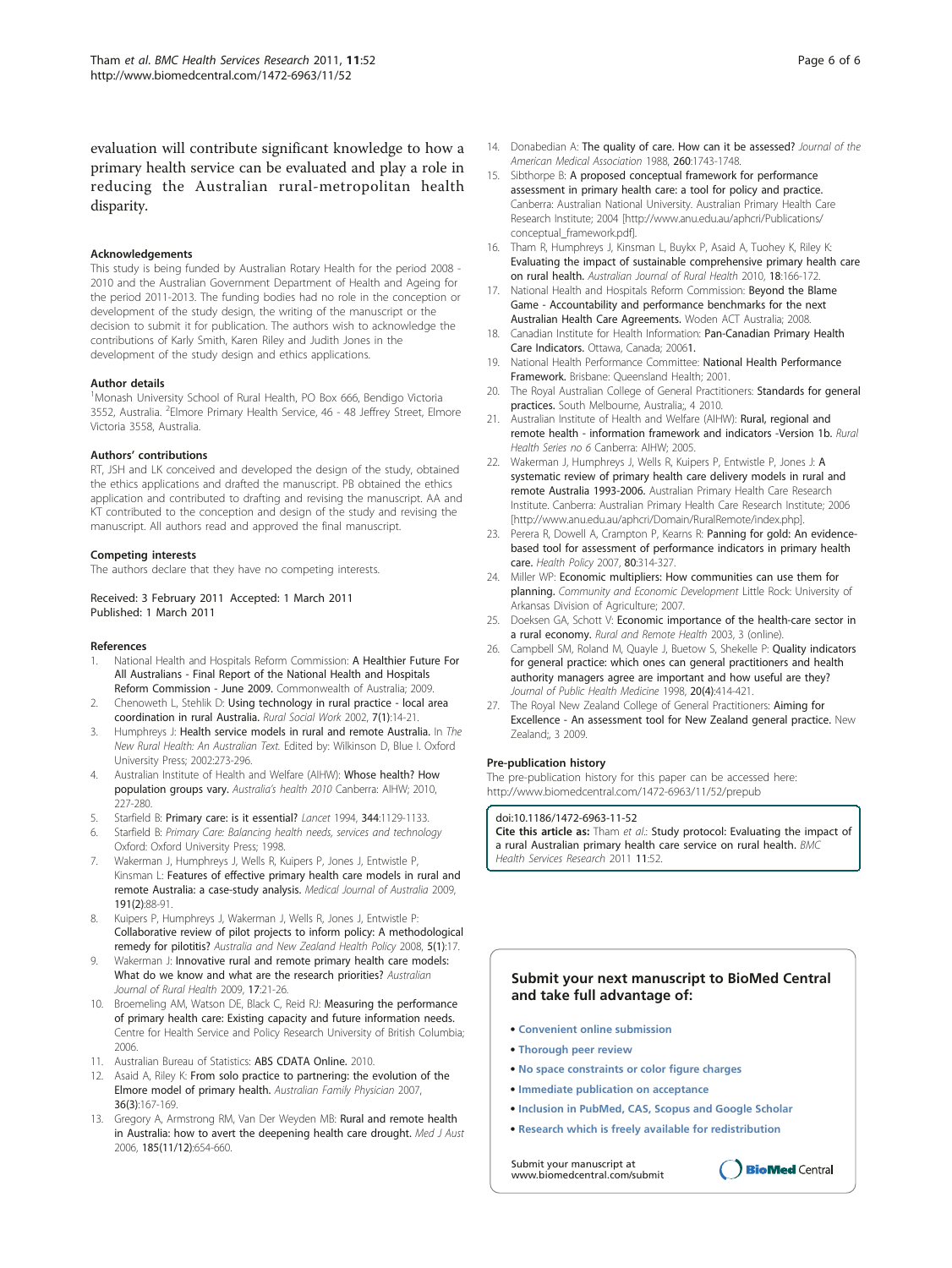evaluation will contribute significant knowledge to how a primary health service can be evaluated and play a role in reducing the Australian rural-metropolitan health disparity.

#### Acknowledgements

This study is being funded by Australian Rotary Health for the period 2008 - 2010 and the Australian Government Department of Health and Ageing for the period 2011-2013. The funding bodies had no role in the conception or development of the study design, the writing of the manuscript or the decision to submit it for publication. The authors wish to acknowledge the contributions of Karly Smith, Karen Riley and Judith Jones in the development of the study design and ethics applications.

#### Author details

[1]Monash University School of Rural Health, PO Box 666, Bendigo Victoria 3552, Australia. [2]Elmore Primary Health Service, 46 - 48 Jeffrey Street, Elmore Victoria 3558, Australia.

#### Authors' contributions

RT, JSH and LK conceived and developed the design of the study, obtained the ethics applications and drafted the manuscript. PB obtained the ethics application and contributed to drafting and revising the manuscript. AA and KT contributed to the conception and design of the study and revising the manuscript. All authors read and approved the final manuscript.

#### Competing interests

The authors declare that they have no competing interests.

Received: 3 February 2011 Accepted: 1 March 2011
Published: 1 March 2011

#### References

1. National Health and Hospitals Reform Commission: **A Healthier Future For All Australians - Final Report of the National Health and Hospitals Reform Commission - June 2009.** Commonwealth of Australia; 2009.
2. Chenoweth L, Stehlik D: **Using technology in rural practice - local area coordination in rural Australia.** *Rural Social Work* 2002, **7(1)**:14-21.
3. Humphreys J: **Health service models in rural and remote Australia.** In *The New Rural Health: An Australian Text.* Edited by: Wilkinson D, Blue I. Oxford University Press; 2002:273-296.
4. Australian Institute of Health and Welfare (AIHW): **Whose health? How population groups vary.** *Australia's health 2010* Canberra: AIHW; 2010, 227-280.
5. Starfield B: **Primary care: is it essential?** *Lancet* 1994, **344**:1129-1133.
6. Starfield B: *Primary Care: Balancing health needs, services and technology* Oxford: Oxford University Press; 1998.
7. Wakerman J, Humphreys J, Wells R, Kuipers P, Jones J, Entwistle P, Kinsman L: **Features of effective primary health care models in rural and remote Australia: a case-study analysis.** *Medical Journal of Australia* 2009, **191(2)**:88-91.
8. Kuipers P, Humphreys J, Wakerman J, Wells R, Jones J, Entwistle P: **Collaborative review of pilot projects to inform policy: A methodological remedy for pilotitis?** *Australia and New Zealand Health Policy* 2008, **5(1)**:17.
9. Wakerman J: **Innovative rural and remote primary health care models: What do we know and what are the research priorities?** *Australian Journal of Rural Health* 2009, **17**:21-26.
10. Broemeling AM, Watson DE, Black C, Reid RJ: **Measuring the performance of primary health care: Existing capacity and future information needs.** Centre for Health Service and Policy Research University of British Columbia; 2006.
11. Australian Bureau of Statistics: **ABS CDATA Online.** 2010.
12. Asaid A, Riley K: **From solo practice to partnering: the evolution of the Elmore model of primary health.** *Australian Family Physician* 2007, **36(3)**:167-169.
13. Gregory A, Armstrong RM, Van Der Weyden MB: **Rural and remote health in Australia: how to avert the deepening health care drought.** *Med J Aust* 2006, **185(11/12)**:654-660.
14. Donabedian A: **The quality of care. How can it be assessed?** *Journal of the American Medical Association* 1988, **260**:1743-1748.
15. Sibthorpe B: **A proposed conceptual framework for performance assessment in primary health care: a tool for policy and practice.** Canberra: Australian National University. Australian Primary Health Care Research Institute; 2004 [http://www.anu.edu.au/aphcri/Publications/conceptual_framework.pdf].
16. Tham R, Humphreys J, Kinsman L, Buykx P, Asaid A, Tuohey K, Riley K: **Evaluating the impact of sustainable comprehensive primary health care on rural health.** *Australian Journal of Rural Health* 2010, **18**:166-172.
17. National Health and Hospitals Reform Commission: **Beyond the Blame Game - Accountability and performance benchmarks for the next Australian Health Care Agreements.** Woden ACT Australia; 2008.
18. Canadian Institute for Health Information: **Pan-Canadian Primary Health Care Indicators.** Ottawa, Canada; 20061.
19. National Health Performance Committee: **National Health Performance Framework.** Brisbane: Queensland Health; 2001.
20. The Royal Australian College of General Practitioners: **Standards for general practices.** South Melbourne, Australia;, 4 2010.
21. Australian Institute of Health and Welfare (AIHW): **Rural, regional and remote health - information framework and indicators -Version 1b.** *Rural Health Series no 6* Canberra: AIHW; 2005.
22. Wakerman J, Humphreys J, Wells R, Kuipers P, Entwistle P, Jones J: **A systematic review of primary health care delivery models in rural and remote Australia 1993-2006.** Australian Primary Health Care Research Institute. Canberra: Australian Primary Health Care Research Institute; 2006 [http://www.anu.edu.au/aphcri/Domain/RuralRemote/index.php].
23. Perera R, Dowell A, Crampton P, Kearns R: **Panning for gold: An evidence-based tool for assessment of performance indicators in primary health care.** *Health Policy* 2007, **80**:314-327.
24. Miller WP: **Economic multipliers: How communities can use them for planning.** *Community and Economic Development* Little Rock: University of Arkansas Division of Agriculture; 2007.
25. Doeksen GA, Schott V: **Economic importance of the health-care sector in a rural economy.** *Rural and Remote Health* 2003, 3 (online).
26. Campbell SM, Roland M, Quayle J, Buetow S, Shekelle P: **Quality indicators for general practice: which ones can general practitioners and health authority managers agree are important and how useful are they?** *Journal of Public Health Medicine* 1998, **20(4)**:414-421.
27. The Royal New Zealand College of General Practitioners: **Aiming for Excellence - An assessment tool for New Zealand general practice.** New Zealand;, 3 2009.

#### Pre-publication history

The pre-publication history for this paper can be accessed here:
http://www.biomedcentral.com/1472-6963/11/52/prepub

doi:10.1186/1472-6963-11-52

**Cite this article as:** Tham *et al.*: Study protocol: Evaluating the impact of a rural Australian primary health care service on rural health. *BMC Health Services Research* 2011 **11**:52.